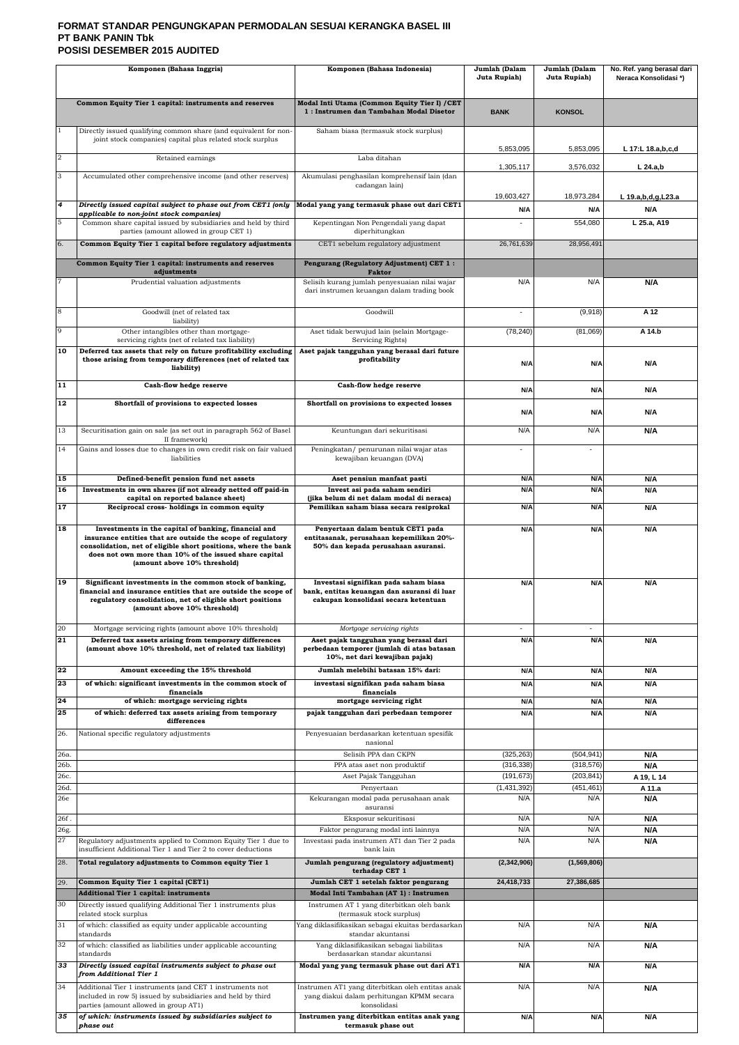**FORMAT STANDAR PENGUNGKAPAN PERMODALAN SESUAI KERANGKA BASEL III**
**PT BANK PANIN Tbk**
**POSISI DESEMBER 2015 AUDITED**

| | Komponen (Bahasa Inggris) | Komponen (Bahasa Indonesia) | Jumlah (Dalam Juta Rupiah) | Jumlah (Dalam Juta Rupiah) | No. Ref. yang berasal dari Neraca Konsolidasi *) |
|---|---|---|---|---|---|
| | **Common Equity Tier 1 capital: instruments and reserves** | **Modal Inti Utama (Common Equity Tier I) /CET 1 : Instrumen dan Tambahan Modal Disetor** | **BANK** | **KONSOL** | |
| 1 | Directly issued qualifying common share (and equivalent for non-joint stock companies) capital plus related stock surplus | Saham biasa (termasuk stock surplus) | 5,853,095 | 5,853,095 | L 17:L 18.a,b,c,d |
| 2 | Retained earnings | Laba ditahan | 1,305,117 | 3,576,032 | L 24.a,b |
| 3 | Accumulated other comprehensive income (and other reserves) | Akumulasi penghasilan komprehensif lain (dan cadangan lain) | 19,603,427 | 18,973,284 | L 19.a,b,d,g,L23.a |
| *4* | ***Directly issued capital subject to phase out from CET1 (only applicable to non-joint stock companies)*** | **Modal yang yang termasuk phase out dari CET1** | N/A | N/A | N/A |
| 5 | Common share capital issued by subsidiaries and held by third parties (amount allowed in group CET 1) | Kepentingan Non Pengendali yang dapat diperhitungkan | - | 554,080 | L 25.a, A19 |
| 6. | **Common Equity Tier 1 capital before regulatory adjustments** | CET1 sebelum regulatory adjustment | 26,761,639 | 28,956,491 | |
| | **Common Equity Tier 1 capital: instruments and reserves adjustments** | **Pengurang (Regulatory Adjustment) CET 1 : Faktor** | | | |
| 7 | Prudential valuation adjustments | Selisih kurang jumlah penyesuaian nilai wajar dari instrumen keuangan dalam trading book | N/A | N/A | N/A |
| 8 | Goodwill (net of related tax liability) | Goodwill | - | (9,918) | A 12 |
| 9 | Other intangibles other than mortgage-servicing rights (net of related tax liability) | Aset tidak berwujud lain (selain Mortgage-Servicing Rights) | (78,240) | (81,069) | A 14.b |
| **10** | **Deferred tax assets that rely on future profitability excluding those arising from temporary differences (net of related tax liability)** | **Aset pajak tangguhan yang berasal dari future profitability** | N/A | N/A | N/A |
| **11** | **Cash-flow hedge reserve** | **Cash-flow hedge reserve** | N/A | N/A | N/A |
| **12** | **Shortfall of provisions to expected losses** | **Shortfall on provisions to expected losses** | N/A | N/A | N/A |
| 13 | Securitisation gain on sale (as set out in paragraph 562 of Basel II framework) | Keuntungan dari sekuritisasi | N/A | N/A | N/A |
| 14 | Gains and losses due to changes in own credit risk on fair valued liabilities | Peningkatan/ penurunan nilai wajar atas kewajiban keuangan (DVA) | - | - | |
| **15** | **Defined-benefit pension fund net assets** | **Aset pensiun manfaat pasti** | N/A | N/A | N/A |
| **16** | **Investments in own shares (if not already netted off paid-in capital on reported balance sheet)** | **Invest asi pada saham sendiri (jika belum di net dalam modal di neraca)** | N/A | N/A | N/A |
| **17** | **Reciprocal cross- holdings in common equity** | **Pemilikan saham biasa secara resiprokal** | N/A | N/A | N/A |
| **18** | **Investments in the capital of banking, financial and insurance entities that are outside the scope of regulatory consolidation, net of eligible short positions, where the bank does not own more than 10% of the issued share capital (amount above 10% threshold)** | **Penyertaan dalam bentuk CET1 pada entitasanak, perusahaan kepemilikan 20%-50% dan kepada perusahaan asuransi.** | N/A | N/A | N/A |
| **19** | **Significant investments in the common stock of banking, financial and insurance entities that are outside the scope of regulatory consolidation, net of eligible short positions (amount above 10% threshold)** | **Investasi signifikan pada saham biasa bank, entitas keuangan dan asuransi di luar cakupan konsolidasi secara ketentuan** | N/A | N/A | N/A |
| 20 | Mortgage servicing rights (amount above 10% threshold) | *Mortgage servicing rights* | - | - | |
| **21** | **Deferred tax assets arising from temporary differences (amount above 10% threshold, net of related tax liability)** | **Aset pajak tangguhan yang berasal dari perbedaan temporer (jumlah di atas batasan 10%, net dari kewajiban pajak)** | N/A | N/A | N/A |
| **22** | **Amount exceeding the 15% threshold** | **Jumlah melebihi batasan 15% dari:** | N/A | N/A | N/A |
| **23** | **of which: significant investments in the common stock of financials** | **investasi signifikan pada saham biasa financials** | N/A | N/A | N/A |
| **24** | **of which: mortgage servicing rights** | **mortgage servicing right** | N/A | N/A | N/A |
| **25** | **of which: deferred tax assets arising from temporary differences** | **pajak tangguhan dari perbedaan temporer** | N/A | N/A | N/A |
| 26. | National specific regulatory adjustments | Penyesuaian berdasarkan ketentuan spesifik nasional | | | |
| 26a. | | Selisih PPA dan CKPN | (325,263) | (504,941) | N/A |
| 26b. | | PPA atas aset non produktif | (316,338) | (318,576) | N/A |
| 26c. | | Aset Pajak Tangguhan | (191,673) | (203,841) | A 19, L 14 |
| 26d. | | Penyertaan | (1,431,392) | (451,461) | A 11.a |
| 26e | | Kekurangan modal pada perusahaan anak asuransi | N/A | N/A | N/A |
| 26f . | | Eksposur sekuritisasi | N/A | N/A | N/A |
| 26g. | | Faktor pengurang modal inti lainnya | N/A | N/A | N/A |
| 27 | Regulatory adjustments applied to Common Equity Tier 1 due to insufficient Additional Tier 1 and Tier 2 to cover deductions | Investasi pada instrumen AT1 dan Tier 2 pada bank lain | N/A | N/A | N/A |
| 28. | **Total regulatory adjustments to Common equity Tier 1** | **Jumlah pengurang (regulatory adjustment) terhadap CET 1** | **(2,342,906)** | **(1,569,806)** | |
| 29. | **Common Equity Tier 1 capital (CET1)** | **Jumlah CET 1 setelah faktor pengurang** | **24,418,733** | **27,386,685** | |
| | **Additional Tier 1 capital: instruments** | **Modal Inti Tambahan (AT 1) : Instrumen** | | | |
| 30 | Directly issued qualifying Additional Tier 1 instruments plus related stock surplus | Instrumen AT 1 yang diterbitkan oleh bank (termasuk stock surplus) | | | |
| 31 | of which: classified as equity under applicable accounting standards | Yang diklasifikasikan sebagai ekuitas berdasarkan standar akuntansi | N/A | N/A | N/A |
| 32 | of which: classified as liabilities under applicable accounting standards | Yang diklasifikasikan sebagai liabilitas berdasarkan standar akuntansi | N/A | N/A | N/A |
| *33* | ***Directly issued capital instruments subject to phase out from Additional Tier 1*** | **Modal yang yang termasuk phase out dari AT1** | N/A | N/A | N/A |
| 34 | Additional Tier 1 instruments (and CET 1 instruments not included in row 5) issued by subsidiaries and held by third parties (amount allowed in group AT1) | Instrumen AT1 yang diterbitkan oleh entitas anak yang diakui dalam perhitungan KPMM secara konsolidasi | N/A | N/A | N/A |
| *35* | ***of which: instruments issued by subsidiaries subject to phase out*** | **Instrumen yang diterbitkan entitas anak yang termasuk phase out** | N/A | N/A | N/A |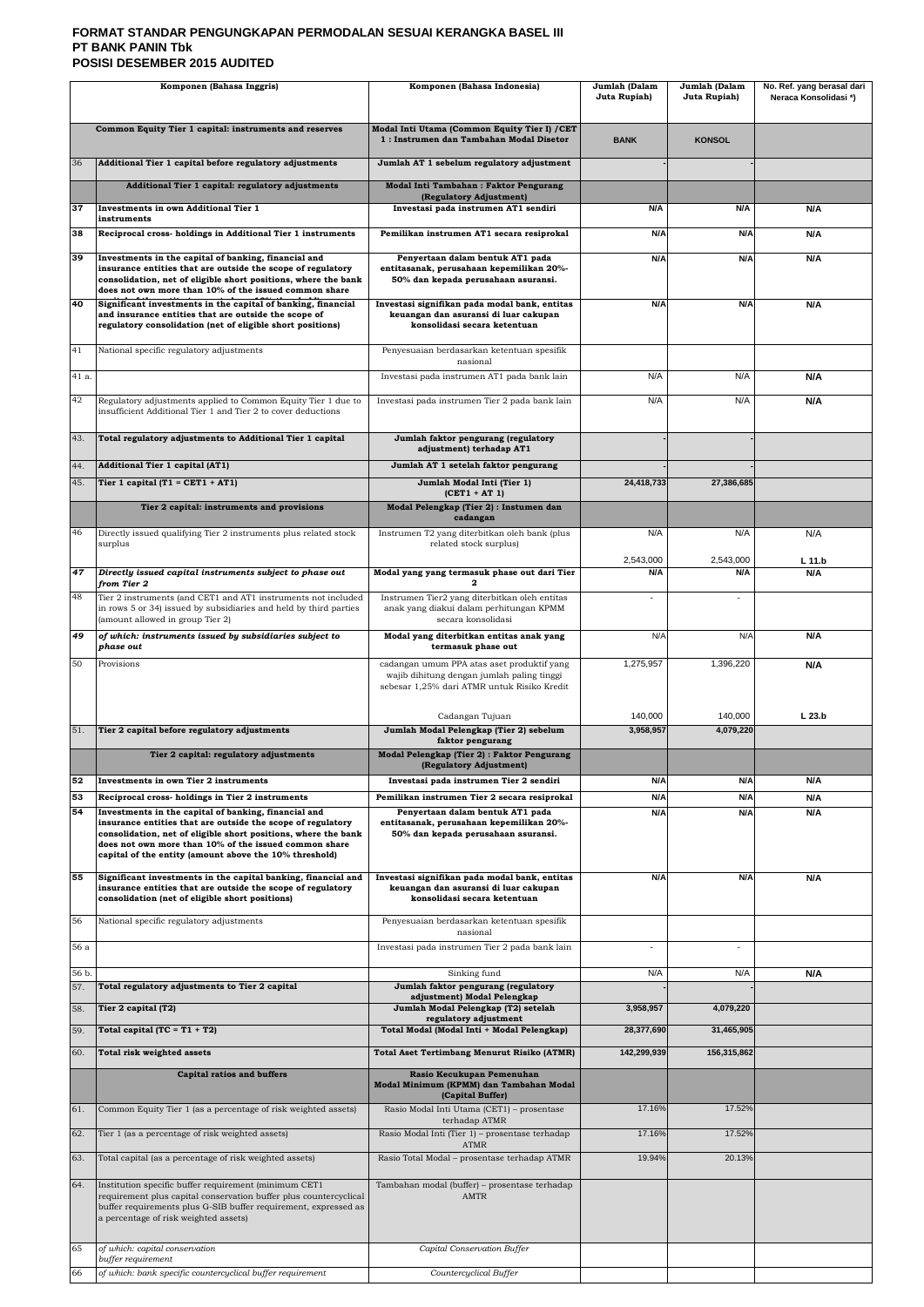**FORMAT STANDAR PENGUNGKAPAN PERMODALAN SESUAI KERANGKA BASEL III**
**PT BANK PANIN Tbk**
**POSISI DESEMBER 2015 AUDITED**

| | Komponen (Bahasa Inggris) | Komponen (Bahasa Indonesia) | Jumlah (Dalam Juta Rupiah) | Jumlah (Dalam Juta Rupiah) | No. Ref. yang berasal dari Neraca Konsolidasi *) |
|---|---|---|---|---|---|
| | **Common Equity Tier 1 capital: instruments and reserves** | **Modal Inti Utama (Common Equity Tier I) /CET 1 : Instrumen dan Tambahan Modal Disetor** | **BANK** | **KONSOL** | |
| 36 | **Additional Tier 1 capital before regulatory adjustments** | **Jumlah AT 1 sebelum regulatory adjustment** | - | - | |
| | **Additional Tier 1 capital: regulatory adjustments** | **Modal Inti Tambahan : Faktor Pengurang (Regulatory Adjustment)** | | | |
| 37 | **Investments in own Additional Tier 1 instruments** | **Investasi pada instrumen AT1 sendiri** | N/A | N/A | N/A |
| 38 | **Reciprocal cross- holdings in Additional Tier 1 instruments** | **Pemilikan instrumen AT1 secara resiprokal** | N/A | N/A | N/A |
| 39 | **Investments in the capital of banking, financial and insurance entities that are outside the scope of regulatory consolidation, net of eligible short positions, where the bank does not own more than 10% of the issued common share** | **Penyertaan dalam bentuk AT1 pada entitasanak, perusahaan kepemilikan 20%-50% dan kepada perusahaan asuransi.** | N/A | N/A | N/A |
| 40 | **Significant investments in the capital of banking, financial and insurance entities that are outside the scope of regulatory consolidation (net of eligible short positions)** | **Investasi signifikan pada modal bank, entitas keuangan dan asuransi di luar cakupan konsolidasi secara ketentuan** | N/A | N/A | N/A |
| 41 | National specific regulatory adjustments | Penyesuaian berdasarkan ketentuan spesifik nasional | | | |
| 41 a. | | Investasi pada instrumen AT1 pada bank lain | N/A | N/A | N/A |
| 42 | Regulatory adjustments applied to Common Equity Tier 1 due to insufficient Additional Tier 1 and Tier 2 to cover deductions | Investasi pada instrumen Tier 2 pada bank lain | N/A | N/A | N/A |
| 43. | **Total regulatory adjustments to Additional Tier 1 capital** | **Jumlah faktor pengurang (regulatory adjustment) terhadap AT1** | - | - | |
| 44. | **Additional Tier 1 capital (AT1)** | **Jumlah AT 1 setelah faktor pengurang** | - | - | |
| 45. | **Tier 1 capital (T1 = CET1 + AT1)** | **Jumlah Modal Inti (Tier 1) (CET1 + AT 1)** | 24,418,733 | 27,386,685 | |
| | **Tier 2 capital: instruments and provisions** | **Modal Pelengkap (Tier 2) : Instumen dan cadangan** | | | |
| 46 | Directly issued qualifying Tier 2 instruments plus related stock surplus | Instrumen T2 yang diterbitkan oleh bank (plus related stock surplus) | N/A<br>2,543,000 | N/A<br>2,543,000 | N/A<br>L 11.b |
| 47 | ***Directly issued capital instruments subject to phase out from Tier 2*** | **Modal yang yang termasuk phase out dari Tier 2** | N/A | N/A | N/A |
| 48 | Tier 2 instruments (and CET1 and AT1 instruments not included in rows 5 or 34) issued by subsidiaries and held by third parties (amount allowed in group Tier 2) | Instrumen Tier2 yang diterbitkan oleh entitas anak yang diakui dalam perhitungan KPMM secara konsolidasi | - | - | |
| 49 | ***of which: instruments issued by subsidiaries subject to phase out*** | **Modal yang diterbitkan entitas anak yang termasuk phase out** | N/A | N/A | N/A |
| 50 | Provisions | cadangan umum PPA atas aset produktif yang wajib dihitung dengan jumlah paling tinggi sebesar 1,25% dari ATMR untuk Risiko Kredit | 1,275,957 | 1,396,220 | N/A |
| | | Cadangan Tujuan | 140,000 | 140,000 | L 23.b |
| 51. | **Tier 2 capital before regulatory adjustments** | **Jumlah Modal Pelengkap (Tier 2) sebelum faktor pengurang** | 3,958,957 | 4,079,220 | |
| | **Tier 2 capital: regulatory adjustments** | **Modal Pelengkap (Tier 2) : Faktor Pengurang (Regulatory Adjustment)** | | | |
| 52 | **Investments in own Tier 2 instruments** | **Investasi pada instrumen Tier 2 sendiri** | N/A | N/A | N/A |
| 53 | **Reciprocal cross- holdings in Tier 2 instruments** | **Pemilikan instrumen Tier 2 secara resiprokal** | N/A | N/A | N/A |
| 54 | **Investments in the capital of banking, financial and insurance entities that are outside the scope of regulatory consolidation, net of eligible short positions, where the bank does not own more than 10% of the issued common share capital of the entity (amount above the 10% threshold)** | **Penyertaan dalam bentuk AT1 pada entitasanak, perusahaan kepemilikan 20%-50% dan kepada perusahaan asuransi.** | N/A | N/A | N/A |
| 55 | **Significant investments in the capital banking, financial and insurance entities that are outside the scope of regulatory consolidation (net of eligible short positions)** | **Investasi signifikan pada modal bank, entitas keuangan dan asuransi di luar cakupan konsolidasi secara ketentuan** | N/A | N/A | N/A |
| 56 | National specific regulatory adjustments | Penyesuaian berdasarkan ketentuan spesifik nasional | | | |
| 56 a | | Investasi pada instrumen Tier 2 pada bank lain | - | - | |
| 56 b. | | Sinking fund | N/A | N/A | N/A |
| 57. | **Total regulatory adjustments to Tier 2 capital** | **Jumlah faktor pengurang (regulatory adjustment) Modal Pelengkap** | - | - | |
| 58. | **Tier 2 capital (T2)** | **Jumlah Modal Pelengkap (T2) setelah regulatory adjustment** | 3,958,957 | 4,079,220 | |
| 59. | **Total capital (TC = T1 + T2)** | **Total Modal (Modal Inti + Modal Pelengkap)** | 28,377,690 | 31,465,905 | |
| 60. | **Total risk weighted assets** | **Total Aset Tertimbang Menurut Risiko (ATMR)** | 142,299,939 | 156,315,862 | |
| | **Capital ratios and buffers** | **Rasio Kecukupan Pemenuhan Modal Minimum (KPMM) dan Tambahan Modal (Capital Buffer)** | | | |
| 61. | Common Equity Tier 1 (as a percentage of risk weighted assets) | Rasio Modal Inti Utama (CET1) – prosentase terhadap ATMR | 17.16% | 17.52% | |
| 62. | Tier 1 (as a percentage of risk weighted assets) | Rasio Modal Inti (Tier 1) – prosentase terhadap ATMR | 17.16% | 17.52% | |
| 63. | Total capital (as a percentage of risk weighted assets) | Rasio Total Modal – prosentase terhadap ATMR | 19.94% | 20.13% | |
| 64. | Institution specific buffer requirement (minimum CET1 requirement plus capital conservation buffer plus countercyclical buffer requirements plus G-SIB buffer requirement, expressed as a percentage of risk weighted assets) | Tambahan modal (buffer) – prosentase terhadap AMTR | | | |
| 65 | *of which: capital conservation buffer requirement* | *Capital Conservation Buffer* | | | |
| 66 | *of which: bank specific countercyclical buffer requirement* | *Countercyclical Buffer* | | | |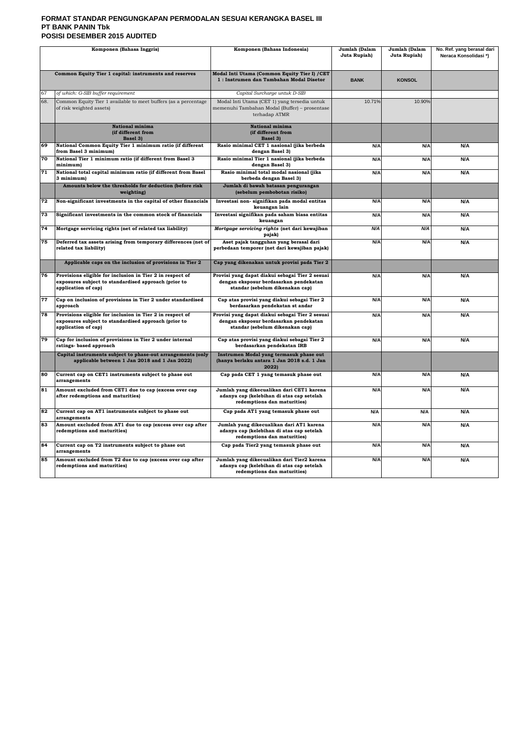# FORMAT STANDAR PENGUNGKAPAN PERMODALAN SESUAI KERANGKA BASEL III
# PT BANK PANIN Tbk
# POSISI DESEMBER 2015 AUDITED

| | Komponen (Bahasa Inggris) | Komponen (Bahasa Indonesia) | Jumlah (Dalam Juta Rupiah) | Jumlah (Dalam Juta Rupiah) | No. Ref. yang berasal dari Neraca Konsolidasi *) |
|---|---|---|---|---|---|
| | **Common Equity Tier 1 capital: instruments and reserves** | **Modal Inti Utama (Common Equity Tier I) /CET 1 : Instrumen dan Tambahan Modal Disetor** | **BANK** | **KONSOL** | |
| 67 | *of which: G-SIB buffer requirement* | *Capital Surcharge untuk D-SIB* | | | |
| 68. | Common Equity Tier 1 available to meet buffers (as a percentage of risk weighted assets) | Modal Inti Utama (CET 1) yang tersedia untuk memenuhi Tambahan Modal (Buffer) – prosentase terhadap ATMR | 10.71% | 10.90% | |
| | **National minima (if different from Basel 3)** | **National minima (if different from Basel 3)** | | | |
| 69 | **National Common Equity Tier 1 minimum ratio (if different from Basel 3 minimum)** | **Rasio minimal CET 1 nasional (jika berbeda dengan Basel 3)** | N/A | N/A | N/A |
| 70 | **National Tier 1 minimum ratio (if different from Basel 3 minimum)** | **Rasio minimal Tier 1 nasional (jika berbeda dengan Basel 3)** | N/A | N/A | N/A |
| 71 | **National total capital minimum ratio (if different from Basel 3 minimum)** | **Rasio minimal total modal nasional (jika berbeda dengan Basel 3)** | N/A | N/A | N/A |
| | **Amounts below the thresholds for deduction (before risk weighting)** | **Jumlah di bawah batasan pengurangan (sebelum pembobotan risiko)** | | | |
| 72 | **Non-significant investments in the capital of other financials** | **Investasi non- signifikan pada modal entitas keuangan lain** | N/A | N/A | N/A |
| 73 | **Significant investments in the common stock of financials** | **Investasi signifikan pada saham biasa entitas keuangan** | N/A | N/A | N/A |
| 74 | **Mortgage servicing rights (net of related tax liability)** | ***Mortgage servicing rights* (net dari kewajiban pajak)** | *N/A* | *N/A* | N/A |
| 75 | **Deferred tax assets arising from temporary differences (net of related tax liability)** | **Aset pajak tangguhan yang berasal dari perbedaan temporer (net dari kewajiban pajak)** | N/A | N/A | N/A |
| | **Applicable caps on the inclusion of provisions in Tier 2** | **Cap yang dikenakan untuk provisi pada Tier 2** | | | |
| 76 | **Provisions eligible for inclusion in Tier 2 in respect of exposures subject to standardised approach (prior to application of cap)** | **Provisi yang dapat diakui sebagai Tier 2 sesuai dengan eksposur berdasarkan pendekatan standar (sebelum dikenakan cap)** | N/A | N/A | N/A |
| 77 | **Cap on inclusion of provisions in Tier 2 under standardised approach** | **Cap atas provisi yang diakui sebagai Tier 2 berdasarkan pendekatan st andar** | N/A | N/A | N/A |
| 78 | **Provisions eligible for inclusion in Tier 2 in respect of exposures subject to standardised approach (prior to application of cap)** | **Provisi yang dapat diakui sebagai Tier 2 sesuai dengan eksposur berdasarkan pendekatan standar (sebelum dikenakan cap)** | N/A | N/A | N/A |
| 79 | **Cap for inclusion of provisions in Tier 2 under internal ratings- based approach** | **Cap atas provisi yang diakui sebagai Tier 2 berdasarkan pendekatan IRB** | N/A | N/A | N/A |
| | **Capital instruments subject to phase-out arrangements (only applicable between 1 Jan 2018 and 1 Jan 2022)** | **Instrumen Modal yang termasuk phase out (hanya berlaku antara 1 Jan 2018 s.d. 1 Jan 2022)** | | | |
| 80 | **Current cap on CET1 instruments subject to phase out arrangements** | **Cap pada CET 1 yang temasuk phase out** | N/A | N/A | N/A |
| 81 | **Amount excluded from CET1 due to cap (excess over cap after redemptions and maturities)** | **Jumlah yang dikecualikan dari CET1 karena adanya cap (kelebihan di atas cap setelah redemptions dan maturities)** | N/A | N/A | N/A |
| 82 | **Current cap on AT1 instruments subject to phase out arrangements** | **Cap pada AT1 yang temasuk phase out** | N/A | N/A | N/A |
| 83 | **Amount excluded from AT1 due to cap (excess over cap after redemptions and maturities)** | **Jumlah yang dikecualikan dari AT1 karena adanya cap (kelebihan di atas cap setelah redemptions dan maturities)** | N/A | N/A | N/A |
| 84 | **Current cap on T2 instruments subject to phase out arrangements** | **Cap pada Tier2 yang temasuk phase out** | N/A | N/A | N/A |
| 85 | **Amount excluded from T2 due to cap (excess over cap after redemptions and maturities)** | **Jumlah yang dikecualikan dari Tier2 karena adanya cap (kelebihan di atas cap setelah redemptions dan maturities)** | N/A | N/A | N/A |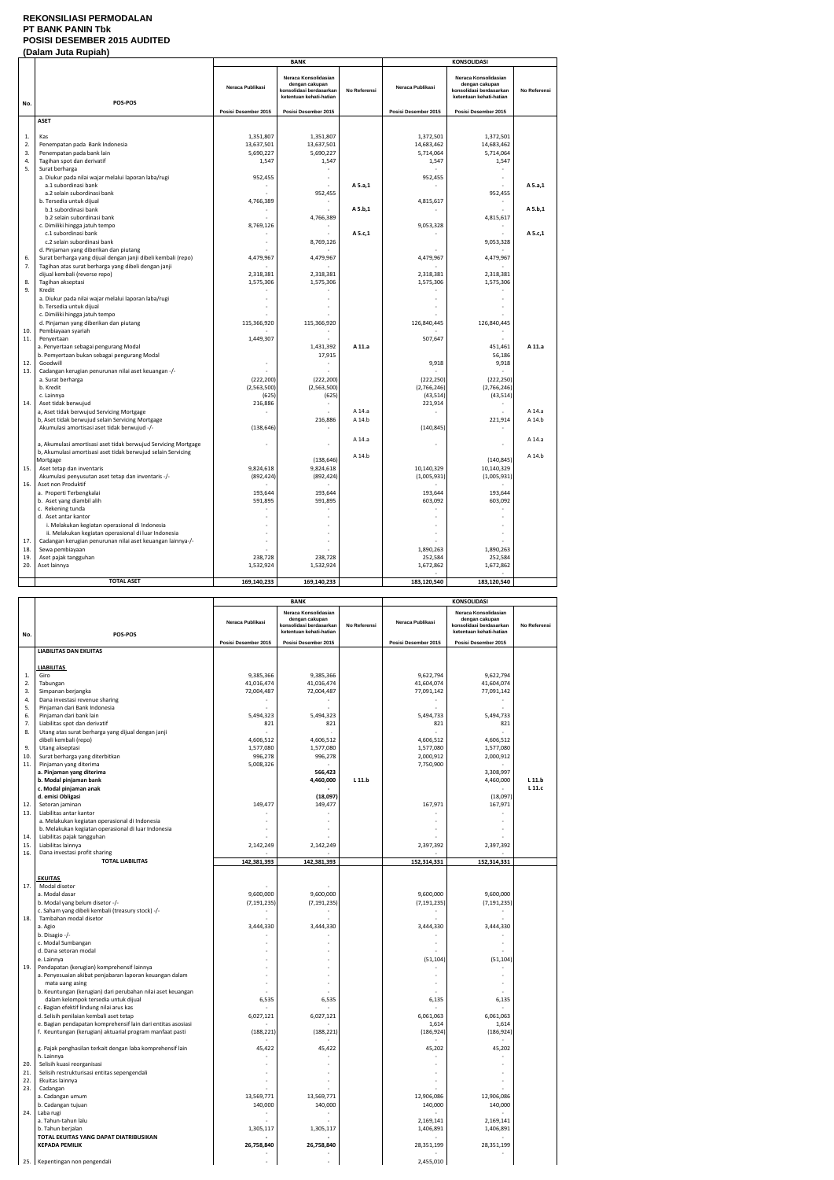# REKONSILIASI PERMODALAN
# PT BANK PANIN Tbk
# POSISI DESEMBER 2015 AUDITED
**(Dalam Juta Rupiah)**

| No. | POS-POS | BANK | | | KONSOLIDASI | | |
|---|---|---|---|---|---|---|---|
| | | Neraca Publikasi | Neraca Konsolidasian dengan cakupan konsolidasi berdasarkan ketentuan kehati-hatian | No Referensi | Neraca Publikasi | Neraca Konsolidasian dengan cakupan konsolidasi berdasarkan ketentuan kehati-hatian | No Referensi |
| | | Posisi Desember 2015 | Posisi Desember 2015 | | Posisi Desember 2015 | Posisi Desember 2015 | |
| | **ASET** | | | | | | |
| 1. | Kas | 1,351,807 | 1,351,807 | | 1,372,501 | 1,372,501 | |
| 2. | Penempatan pada Bank Indonesia | 13,637,501 | 13,637,501 | | 14,683,462 | 14,683,462 | |
| 3. | Penempatan pada bank lain | 5,690,227 | 5,690,227 | | 5,714,064 | 5,714,064 | |
| 4. | Tagihan spot dan derivatif | 1,547 | 1,547 | | 1,547 | 1,547 | |
| 5. | Surat berharga | | - | | - | - | |
| | a. Diukur pada nilai wajar melalui laporan laba/rugi | 952,455 | - | | 952,455 | - | |
| | a.1 subordinasi bank | - | - | A 5.a,1 | - | - | A 5.a,1 |
| | a.2 selain subordinasi bank | - | 952,455 | | - | 952,455 | |
| | b. Tersedia untuk dijual | 4,766,389 | - | | 4,815,617 | - | |
| | b.1 subordinasi bank | - | - | A 5.b,1 | - | - | A 5.b,1 |
| | b.2 selain subordinasi bank | - | 4,766,389 | | - | 4,815,617 | |
| | c. Dimiliki hingga jatuh tempo | 8,769,126 | - | | 9,053,328 | - | |
| | c.1 subordinasi bank | - | - | A 5.c,1 | - | - | A 5.c,1 |
| | c.2 selain subordinasi bank | - | 8,769,126 | | - | 9,053,328 | |
| | d. Pinjaman yang diberikan dan piutang | | - | | - | - | |
| 6. | Surat berharga yang dijual dengan janji dibeli kembali (repo) | 4,479,967 | 4,479,967 | | 4,479,967 | 4,479,967 | |
| 7. | Tagihan atas surat berharga yang dibeli dengan janji dijual kembali (reverse repo) | 2,318,381 | 2,318,381 | | 2,318,381 | 2,318,381 | |
| 8. | Tagihan akseptasi | 1,575,306 | 1,575,306 | | 1,575,306 | 1,575,306 | |
| 9. | Kredit | - | - | | - | - | |
| | a. Diukur pada nilai wajar melalui laporan laba/rugi | - | - | | - | - | |
| | b. Tersedia untuk dijual | - | - | | - | - | |
| | c. Dimiliki hingga jatuh tempo | - | - | | - | - | |
| | d. Pinjaman yang diberikan dan piutang | 115,366,920 | 115,366,920 | | 126,840,445 | 126,840,445 | |
| 10. | Pembiayaan syariah | - | - | | - | - | |
| 11. | Penyertaan | 1,449,307 | - | | 507,647 | - | |
| | a. Penyertaan sebagai pengurang Modal | | 1,431,392 | A 11.a | | 451,461 | A 11.a |
| | b. Penyertaan bukan sebagai pengurang Modal | | 17,915 | | | 56,186 | |
| 12. | Goodwill | - | - | | 9,918 | 9,918 | |
| 13. | Cadangan kerugian penurunan nilai aset keuangan -/- | - | - | | - | - | |
| | a. Surat berharga | (222,200) | (222,200) | | (222,250) | (222,250) | |
| | b. Kredit | (2,563,500) | (2,563,500) | | (2,766,246) | (2,766,246) | |
| | c. Lainnya | (625) | (625) | | (43,514) | (43,514) | |
| 14. | Aset tidak berwujud | 216,886 | - | | 221,914 | - | |
| | a, Aset tidak berwujud Servicing Mortgage | - | - | A 14.a | - | - | A 14.a |
| | b, Aset tidak berwujud selain Servicing Mortgage | | 216,886 | A 14.b | | 221,914 | A 14.b |
| | Akumulasi amortisasi aset tidak berwujud -/- | (138,646) | - | | (140,845) | - | |
| | a, Akumulasi amortisasi aset tidak berwujud Servicing Mortgage | - | - | A 14.a | - | - | A 14.a |
| | b, Akumulasi amortisasi aset tidak berwujud selain Servicing Mortgage | | (138,646) | A 14.b | | (140,845) | A 14.b |
| 15. | Aset tetap dan inventaris | 9,824,618 | 9,824,618 | | 10,140,329 | 10,140,329 | |
| | Akumulasi penyusutan aset tetap dan inventaris -/- | (892,424) | (892,424) | | (1,005,931) | (1,005,931) | |
| 16. | Aset non Produktif | | - | | - | - | |
| | a. Properti Terbengkalai | 193,644 | 193,644 | | 193,644 | 193,644 | |
| | b. Aset yang diambil alih | 591,895 | 591,895 | | 603,092 | 603,092 | |
| | c. Rekening tunda | - | - | | - | - | |
| | d. Aset antar kantor | - | - | | - | - | |
| | i. Melakukan kegiatan operasional di Indonesia | - | - | | - | - | |
| | ii. Melakukan kegiatan operasional di luar Indonesia | - | - | | - | - | |
| 17. | Cadangan kerugian penurunan nilai aset keuangan lainnya-/- | - | - | | - | - | |
| 18. | Sewa pembiayaan | - | - | | 1,890,263 | 1,890,263 | |
| 19. | Aset pajak tangguhan | 238,728 | 238,728 | | 252,584 | 252,584 | |
| 20. | Aset lainnya | 1,532,924 | 1,532,924 | | 1,672,862 | 1,672,862 | |
| | **TOTAL ASET** | **169,140,233** | **169,140,233** | | **183,120,540** | **183,120,540** | |

| No. | POS-POS | BANK | | | KONSOLIDASI | | |
|---|---|---|---|---|---|---|---|
| | | Neraca Publikasi | Neraca Konsolidasian dengan cakupan konsolidasi berdasarkan ketentuan kehati-hatian | No Referensi | Neraca Publikasi | Neraca Konsolidasian dengan cakupan konsolidasi berdasarkan ketentuan kehati-hatian | No Referensi |
| | | Posisi Desember 2015 | Posisi Desember 2015 | | Posisi Desember 2015 | Posisi Desember 2015 | |
| | **LIABILITAS DAN EKUITAS** | | | | | | |
| | **LIABILITAS** | | | | | | |
| 1. | Giro | 9,385,366 | 9,385,366 | | 9,622,794 | 9,622,794 | |
| 2. | Tabungan | 41,016,474 | 41,016,474 | | 41,604,074 | 41,604,074 | |
| 3. | Simpanan berjangka | 72,004,487 | 72,004,487 | | 77,091,142 | 77,091,142 | |
| 4. | Dana investasi revenue sharing | - | - | | - | - | |
| 5. | Pinjaman dari Bank Indonesia | - | - | | - | - | |
| 6. | Pinjaman dari bank lain | 5,494,323 | 5,494,323 | | 5,494,733 | 5,494,733 | |
| 7. | Liabilitas spot dan derivatif | 821 | 821 | | 821 | 821 | |
| 8. | Utang atas surat berharga yang dijual dengan janji dibeli kembali (repo) | 4,606,512 | 4,606,512 | | 4,606,512 | 4,606,512 | |
| 9. | Utang akseptasi | 1,577,080 | 1,577,080 | | 1,577,080 | 1,577,080 | |
| 10. | Surat berharga yang diterbitkan | 996,278 | 996,278 | | 2,000,912 | 2,000,912 | |
| 11. | Pinjaman yang diterima | 5,008,326 | - | | 7,750,900 | - | |
| | **a. Pinjaman yang diterima** | | **566,423** | | | 3,308,997 | |
| | **b. Modal pinjaman bank** | | **4,460,000** | L 11.b | | 4,460,000 | L 11.b |
| | **c. Modal pinjaman anak** | | - | | | - | L 11.c |
| | **d. emisi Obligasi** | | **(18,097)** | | | (18,097) | |
| 12. | Setoran jaminan | 149,477 | 149,477 | | 167,971 | 167,971 | |
| 13. | Liabilitas antar kantor | - | - | | - | - | |
| | a. Melakukan kegiatan operasional di Indonesia | - | - | | - | - | |
| | b. Melakukan kegiatan operasional di luar Indonesia | - | - | | - | - | |
| 14. | Liabilitas pajak tangguhan | - | - | | - | - | |
| 15. | Liabilitas lainnya | 2,142,249 | 2,142,249 | | 2,397,392 | 2,397,392 | |
| 16. | Dana investasi profit sharing | - | - | | - | - | |
| | **TOTAL LIABILITAS** | **142,381,393** | **142,381,393** | | **152,314,331** | **152,314,331** | |
| | **EKUITAS** | | | | | | |
| 17. | Modal disetor | | - | | - | - | |
| | a. Modal dasar | 9,600,000 | 9,600,000 | | 9,600,000 | 9,600,000 | |
| | b. Modal yang belum disetor -/- | (7,191,235) | (7,191,235) | | (7,191,235) | (7,191,235) | |
| | c. Saham yang dibeli kembali (treasury stock) -/- | - | - | | - | - | |
| 18. | Tambahan modal disetor | - | - | | - | - | |
| | a. Agio | 3,444,330 | 3,444,330 | | 3,444,330 | 3,444,330 | |
| | b. Disagio -/- | - | - | | - | - | |
| | c. Modal Sumbangan | - | - | | - | - | |
| | d. Dana setoran modal | - | - | | - | - | |
| | e. Lainnya | - | - | | (51,104) | (51,104) | |
| 19. | Pendapatan (kerugian) komprehensif lainnya | - | - | | - | - | |
| | a. Penyesuaian akibat penjabaran laporan keuangan dalam mata uang asing | - | - | | - | - | |
| | b. Keuntungan (kerugian) dari perubahan nilai aset keuangan dalam kelompok tersedia untuk dijual | 6,535 | 6,535 | | 6,135 | 6,135 | |
| | c. Bagian efektif lindung nilai arus kas | - | - | | - | - | |
| | d. Selisih penilaian kembali aset tetap | 6,027,121 | 6,027,121 | | 6,061,063 | 6,061,063 | |
| | e. Bagian pendapatan komprehensif lain dari entitas asosiasi | - | - | | 1,614 | 1,614 | |
| | f. Keuntungan (kerugian) aktuarial program manfaat pasti | (188,221) | (188,221) | | (186,924) | (186,924) | |
| | g. Pajak penghasilan terkait dengan laba komprehensif lain | 45,422 | 45,422 | | 45,202 | 45,202 | |
| | h. Lainnya | - | - | | - | - | |
| 20. | Selisih kuasi reorganisasi | - | - | | - | - | |
| 21. | Selisih restrukturisasi entitas sepengendali | - | - | | - | - | |
| 22. | Ekuitas lainnya | - | - | | - | - | |
| 23. | Cadangan | - | - | | - | - | |
| | a. Cadangan umum | 13,569,771 | 13,569,771 | | 12,906,086 | 12,906,086 | |
| | b. Cadangan tujuan | 140,000 | 140,000 | | 140,000 | 140,000 | |
| 24. | Laba rugi | - | - | | - | - | |
| | a. Tahun-tahun lalu | - | - | | 2,169,141 | 2,169,141 | |
| | b. Tahun berjalan | 1,305,117 | 1,305,117 | | 1,406,891 | 1,406,891 | |
| | **TOTAL EKUITAS YANG DAPAT DIATRIBUSIKAN KEPADA PEMILIK** | **26,758,840** | **26,758,840** | | **28,351,199** | **28,351,199** | |
| 25. | Kepentingan non pengendali | - | - | | 2,455,010 | | |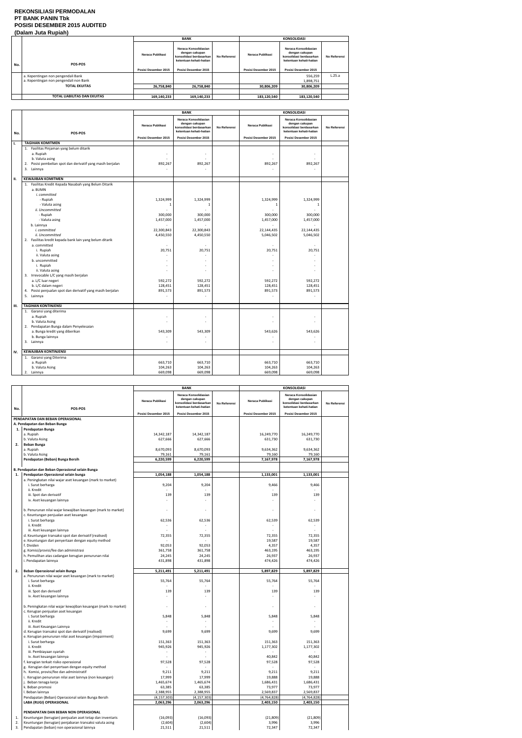# REKONSILIASI PERMODALAN
## PT BANK PANIN Tbk
## POSISI DESEMBER 2015 AUDITED
**(Dalam Juta Rupiah)**

| No. | POS-POS | BANK | | | KONSOLIDASI | | |
|---|---|---|---|---|---|---|---|
| | | Neraca Publikasi | Neraca Konsolidasian dengan cakupan konsolidasi berdasarkan ketentuan kehati-hatian | No Referensi | Neraca Publikasi | Neraca Konsolidasian dengan cakupan konsolidasi berdasarkan ketentuan kehati-hatian | No Referensi |
| | | Posisi Desember 2015 | Posisi Desember 2015 | | Posisi Desember 2015 | Posisi Desember 2015 | |
| | a. Kepentingan non pengendali Bank | | | | | 556,259 | L.25.a |
| | a. Kepentingan non pengendali non Bank | | | | | 1,898,751 | |
| | **TOTAL EKUITAS** | **26,758,840** | **26,758,840** | | **30,806,209** | **30,806,209** | |
| | | | | | | | |
| | **TOTAL LIABILITAS DAN EKUITAS** | **169,140,233** | **169,140,233** | | **183,120,540** | **183,120,540** | |

| No. | POS-POS | BANK | | | KONSOLIDASI | | |
|---|---|---|---|---|---|---|---|
| | | Neraca Publikasi | Neraca Konsolidasian dengan cakupan konsolidasi berdasarkan ketentuan kehati-hatian | No Referensi | Neraca Publikasi | Neraca Konsolidasian dengan cakupan konsolidasi berdasarkan ketentuan kehati-hatian | No Referensi |
| | | Posisi Desember 2015 | Posisi Desember 2015 | | Posisi Desember 2015 | Posisi Desember 2015 | |
| I. | **TAGIHAN KOMITMEN** | | | | | | |
| | 1. Fasilitas Pinjaman yang belum ditarik | | | | | | |
| | a. Rupiah | - | - | | - | - | |
| | b. Valuta asing | - | - | | - | - | |
| | 2. Posisi pembelian spot dan derivatif yang masih berjalan | 892,267 | 892,267 | | 892,267 | 892,267 | |
| | 3. Lainnya | - | - | | - | - | |
| II. | **KEWAJIBAN KOMITMEN** | | | | | | |
| | 1. Fasilitas Kredit Kepada Nasabah yang Belum Ditarik | | | | | | |
| | a. BUMN | | | | | | |
| | *i. committed* | | | | | | |
| | - Rupiah | 1,324,999 | 1,324,999 | | 1,324,999 | 1,324,999 | |
| | - Valuta asing | 1 | 1 | | 1 | 1 | |
| | *ii. Uncommitted* | - | - | | - | - | |
| | - Rupiah | 300,000 | 300,000 | | 300,000 | 300,000 | |
| | - Valuta asing | 1,457,000 | 1,457,000 | | 1,457,000 | 1,457,000 | |
| | b. Lainnya | - | - | | - | - | |
| | *i. committed* | 22,300,843 | 22,300,843 | | 22,144,435 | 22,144,435 | |
| | *ii. Uncommitted* | 4,450,550 | 4,450,550 | | 5,046,502 | 5,046,502 | |
| | 2. Fasilitas kredit kepada bank lain yang belum ditarik | | | | | | |
| | a. committed | - | - | | - | - | |
| | i. Rupiah | 20,751 | 20,751 | | 20,751 | 20,751 | |
| | ii. Valuta asing | - | - | | - | - | |
| | b. uncommitted | - | - | | - | - | |
| | i. Rupiah | - | - | | - | - | |
| | ii. Valuta asing | - | - | | - | - | |
| | 3. Irrevocable L/C yang masih berjalan | | | | | | |
| | a. L/C luar negeri | 592,272 | 592,272 | | 592,272 | 592,272 | |
| | b. L/C dalam negeri | 128,451 | 128,451 | | 128,451 | 128,451 | |
| | 4. Posisi penjualan spot dan derivatif yang masih berjalan | 891,573 | 891,573 | | 891,573 | 891,573 | |
| | 5. Lainnya | - | - | | - | - | |
| III. | **TAGIHAN KONTINJENSI** | | | | | | |
| | 1. Garansi yang diterima | | | | | | |
| | a. Rupiah | - | - | | - | - | |
| | b. Valuta Asing | - | - | | - | - | |
| | 2. Pendapatan Bunga dalam Penyelesaian | | | | | | |
| | a. Bunga kredit yang diberikan | 543,309 | 543,309 | | 543,626 | 543,626 | |
| | b. Bunga lainnya | - | - | | - | - | |
| | 3. Lainnya | - | - | | - | - | |
| IV. | **KEWAJIBAN KONTINJENSI** | | | | | | |
| | 1. Garansi yang Diterima | | | | | | |
| | a. Rupiah | 663,710 | 663,710 | | 663,710 | 663,710 | |
| | b. Valuta Asing | 104,263 | 104,263 | | 104,263 | 104,263 | |
| | 2. Lainnya | 669,098 | 669,098 | | 669,098 | 669,098 | |

| No. | POS-POS | BANK | | | KONSOLIDASI | | |
|---|---|---|---|---|---|---|---|
| | | Neraca Publikasi | Neraca Konsolidasian dengan cakupan konsolidasi berdasarkan ketentuan kehati-hatian | No Referensi | Neraca Publikasi | Neraca Konsolidasian dengan cakupan konsolidasi berdasarkan ketentuan kehati-hatian | No Referensi |
| | | Posisi Desember 2015 | Posisi Desember 2015 | | Posisi Desember 2015 | Posisi Desember 2015 | |
| | **PENDAPATAN DAN BEBAN OPERASIONAL** | | | | | | |
| | **A. Pendapatan dan Beban Bunga** | | | | | | |
| 1. | **Pendapatan Bunga** | | | | | | |
| | a. Rupiah | 14,342,187 | 14,342,187 | | 16,249,770 | 16,249,770 | |
| | b. Valuta Asing | 627,666 | 627,666 | | 631,730 | 631,730 | |
| 2. | **Beban Bunga** | | | | | | |
| | a. Rupiah | 8,670,093 | 8,670,093 | | 9,634,362 | 9,634,362 | |
| | b. Valuta Asing | 79,161 | 79,161 | | 79,160 | 79,160 | |
| | **Pendapatan (Beban) Bunga Bersih** | **6,220,599** | **6,220,599** | | **7,167,978** | **7,167,978** | |
| | **B. Pendapatan dan Beban Operasional selain Bunga** | | | | | | |
| 1. | **Pendapatan Operasional selain bunga** | **1,054,188** | **1,054,188** | | **1,133,001** | **1,133,001** | |
| | a. Peningkatan nilai wajar aset keuangan (mark to market) | | | | | | |
| | i. Surat berharga | 9,204 | 9,204 | | 9,466 | 9,466 | |
| | ii. Kredit | - | - | | - | - | |
| | iii. Spot dan derivatif | 139 | 139 | | 139 | 139 | |
| | iv. Aset keuangan lainnya | - | - | | - | - | |
| | b. Penurunan nilai wajar kewajiban keuangan (mark to market) | - | - | | - | - | |
| | c. Keuntungan penjualan aset keuangan | | | | | | |
| | i. Surat berharga | 62,536 | 62,536 | | 62,539 | 62,539 | |
| | ii. Kredit | - | - | | - | - | |
| | iii. Aset keuangan lainnya | - | - | | - | - | |
| | d. Keuntungan transaksi spot dan derivatif (realised) | 72,355 | 72,355 | | 72,355 | 72,355 | |
| | e. Keuntungan dari penyertaan dengan equity method | - | - | | 19,587 | 19,587 | |
| | f. Dividen | 92,053 | 92,053 | | 4,357 | 4,357 | |
| | g. Komisi/provisi/fee dan administrasi | 361,758 | 361,758 | | 463,195 | 463,195 | |
| | h. Pemulihan atas cadangan kerugian penurunan nilai | 24,245 | 24,245 | | 26,937 | 26,937 | |
| | i. Pendapatan lainnya | 431,898 | 431,898 | | 474,426 | 474,426 | |
| 2. | **Beban Operasional selain Bunga** | **5,211,491** | **5,211,491** | | **5,897,829** | **5,897,829** | |
| | a. Penurunan nilai wajar aset keuangan (mark to market) | | | | | | |
| | i. Surat berharga | 55,764 | 55,764 | | 55,764 | 55,764 | |
| | ii. Kredit | - | - | | - | - | |
| | iii. Spot dan derivatif | 139 | 139 | | 139 | 139 | |
| | iv. Aset keuangan lainnya | - | - | | - | - | |
| | b. Peningkatan nilai wajar kewajiban keuangan (mark to market) | - | - | | - | - | |
| | c. Kerugian penjualan aset keuangan | | | | | | |
| | i. Surat berharga | 5,848 | 5,848 | | 5,848 | 5,848 | |
| | ii. Kredit | - | - | | - | - | |
| | iii. Aset Keuangan Lainnya | - | - | | - | - | |
| | d. Kerugian transaksi spot dan derivatif (realised) | 9,699 | 9,699 | | 9,699 | 9,699 | |
| | e. Kerugian penurunan nilai aset keuangan (impairment) | | | | | | |
| | i. Surat berharga | 151,363 | 151,363 | | 151,363 | 151,363 | |
| | ii. Kredit | 945,926 | 945,926 | | 1,177,302 | 1,177,302 | |
| | iii. Pembiayaan syariah | - | - | | - | - | |
| | iv. Aset keuangan lainnya | - | - | | 40,842 | 40,842 | |
| | f. kerugian terkait risiko operasional | 97,528 | 97,528 | | 97,528 | 97,528 | |
| | g. Kerugian dari penyertaan dengan equity method | - | - | | - | - | |
| | h. Komisi, provisi/fee dan administratif | 9,211 | 9,211 | | 9,211 | 9,211 | |
| | i. Kerugian penurunan nilai aset lainnya (non keuangan) | 17,999 | 17,999 | | 19,888 | 19,888 | |
| | j. Beban tenaga kerja | 1,465,674 | 1,465,674 | | 1,686,431 | 1,686,431 | |
| | k. Beban promosi | 63,385 | 63,385 | | 73,977 | 73,977 | |
| | l. Beban lainnya | 2,388,955 | 2,388,955 | | 2,569,837 | 2,569,837 | |
| | Pendapatan (Beban) Operasional selain Bunga Bersih | (4,157,303) | (4,157,303) | | (4,764,828) | (4,764,828) | |
| | **LABA (RUGI) OPERASIONAL** | **2,063,296** | **2,063,296** | | **2,403,150** | **2,403,150** | |
| | **PENDAPATAN DAN BEBAN NON OPERASIONAL** | | | | | | |
| 1. | Keuntungan (kerugian) penjualan aset tetap dan inventaris | (16,093) | (16,093) | | (21,809) | (21,809) | |
| 2. | Keuntungan (kerugian) penjabaran transaksi valuta asing | (2,604) | (2,604) | | 3,996 | 3,996 | |
| 3. | Pendapatan (beban) non operasional lainnya | 21,511 | 21,511 | | 72,347 | 72,347 | |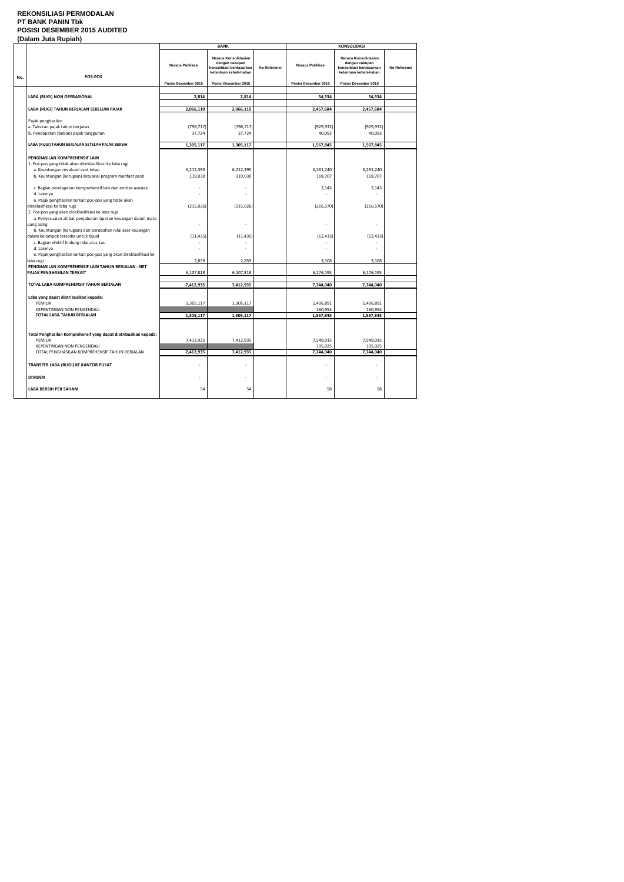**REKONSILIASI PERMODALAN**
**PT BANK PANIN Tbk**
**POSISI DESEMBER 2015 AUDITED**
**(Dalam Juta Rupiah)**

| No. | POS-POS | BANK | | | KONSOLIDASI | | |
|---|---|---|---|---|---|---|---|
| | | Neraca Publikasi | Neraca Konsolidasian dengan cakupan konsolidasi berdasarkan ketentuan kehati-hatian | No Referensi | Neraca Publikasi | Neraca Konsolidasian dengan cakupan konsolidasi berdasarkan ketentuan kehati-hatian | No Referensi |
| | | Posisi Desember 2015 | Posisi Desember 2015 | | Posisi Desember 2015 | Posisi Desember 2015 | |
| | **LABA (RUGI) NON OPERASIONAL** | **2,814** | **2,814** | | **54,534** | **54,534** | |
| | **LABA (RUGI) TAHUN BERJALAN SEBELUM PAJAK** | **2,066,110** | **2,066,110** | | **2,457,684** | **2,457,684** | |
| | Pajak penghasilan | | | | | | |
| | a. Taksiran pajak tahun berjalan | (798,717) | (798,717) | | (929,932) | (929,932) | |
| | b. Pendapatan (beban) pajak tangguhan | 37,724 | 37,724 | | 40,093 | 40,093 | |
| | **LABA (RUGI) TAHUN BERJALAN SETELAH PAJAK BERSIH** | **1,305,117** | **1,305,117** | | **1,567,845** | **1,567,845** | |
| | **PENGHASILAN KOMPREHENSIF LAIN** | | | | | | |
| | 1. Pos-pos yang tidak akan direklasifikasi ke laba rugi | | | | | | |
| | a. Keuntungan revaluasi aset tetap | 6,212,390 | 6,212,390 | | 6,281,240 | 6,281,240 | |
| | b. Keuntungan (kerugian) aktuarial program manfaat pasti | 119,030 | 119,030 | | 118,707 | 118,707 | |
| | c. Bagian pendapatan komprehensif lain dari entitas asosiasi | - | - | | 2,143 | 2,143 | |
| | d. Lainnya | - | - | | - | - | |
| | e. Pajak penghasilan terkait pos-pos yang tidak akan direklasifikasi ke laba rugi | (215,026) | (215,026) | | (216,570) | (216,570) | |
| | 2. Pos-pos yang akan direklasifikasi ke laba rugi | | | | | | |
| | a. Penyesuaian akibat penjabaran laporan keuangan dalam mata uang asing | - | - | | - | - | |
| | b. Keuntungan (kerugian) dari perubahan nilai aset keuangan dalam kelompok tersedia untuk dijual | (11,435) | (11,435) | | (12,433) | (12,433) | |
| | c. Bagian efektif lindung nilai arus kas | - | - | | - | - | |
| | d. Lainnya | - | - | | - | - | |
| | e. Pajak penghasilan terkait pos-pos yang akan direklasifikasi ke laba rugi | 2,859 | 2,859 | | 3,108 | 3,108 | |
| | **PENGHASILAN KOMPREHENSIF LAIN TAHUN BERJALAN - NET PAJAK PENGHASILAN TERKAIT** | 6,107,818 | 6,107,818 | | 6,176,195 | 6,176,195 | |
| | **TOTAL LABA KOMPREHENSIF TAHUN BERJALAN** | **7,412,935** | **7,412,935** | | **7,744,040** | **7,744,040** | |
| | **Laba yang dapat diatribusikan kepada:** | | | | | | |
| | PEMILIK | 1,305,117 | 1,305,117 | | 1,406,891 | 1,406,891 | |
| | KEPENTINGAN NON PENGENDALI | | | | 160,954 | 160,954 | |
| | **TOTAL LABA TAHUN BERJALAN** | **1,305,117** | **1,305,117** | | **1,567,845** | **1,567,845** | |
| | **Total Penghasilan Komprehensif yang dapat diatribusikan kepada:** | | | | | | |
| | PEMILIK | 7,412,935 | 7,412,935 | | 7,549,015 | 7,549,015 | |
| | KEPENTINGAN NON PENGENDALI | | | | 195,025 | 195,025 | |
| | TOTAL PENGHASILAN KOMPREHENSIF TAHUN BERJALAN | **7,412,935** | **7,412,935** | | **7,744,040** | **7,744,040** | |
| | **TRANSFER LABA (RUGI) KE KANTOR PUSAT** | - | - | | - | - | |
| | **DIVIDEN** | - | - | | - | - | |
| | **LABA BERSIH PER SAHAM** | 54 | 54 | | 58 | 58 | |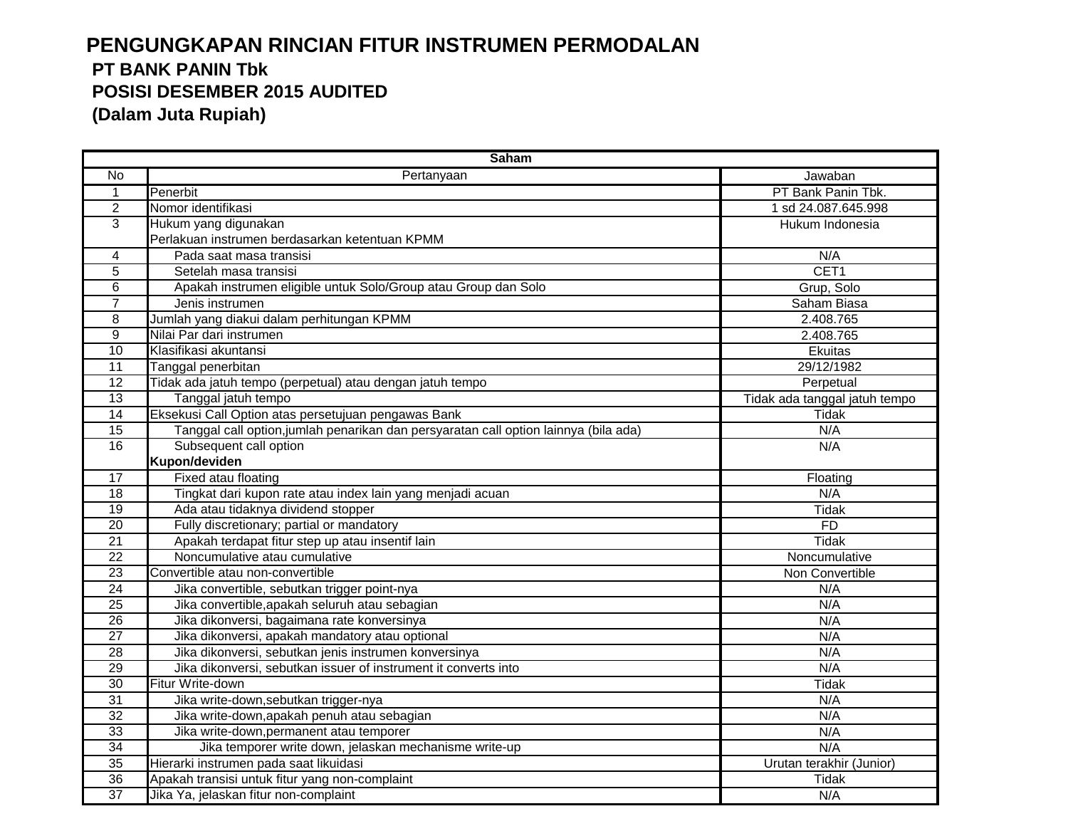# PENGUNGKAPAN RINCIAN FITUR INSTRUMEN PERMODALAN

## PT BANK PANIN Tbk

## POSISI DESEMBER 2015 AUDITED

## (Dalam Juta Rupiah)

| Saham | | |
|---|---|---|
| No | Pertanyaan | Jawaban |
| 1 | Penerbit | PT Bank Panin Tbk. |
| 2 | Nomor identifikasi | 1 sd 24.087.645.998 |
| 3 | Hukum yang digunakan | Hukum Indonesia |
| | Perlakuan instrumen berdasarkan ketentuan KPMM | |
| 4 | Pada saat masa transisi | N/A |
| 5 | Setelah masa transisi | CET1 |
| 6 | Apakah instrumen eligible untuk Solo/Group atau Group dan Solo | Grup, Solo |
| 7 | Jenis instrumen | Saham Biasa |
| 8 | Jumlah yang diakui dalam perhitungan KPMM | 2.408.765 |
| 9 | Nilai Par dari instrumen | 2.408.765 |
| 10 | Klasifikasi akuntansi | Ekuitas |
| 11 | Tanggal penerbitan | 29/12/1982 |
| 12 | Tidak ada jatuh tempo (perpetual) atau dengan jatuh tempo | Perpetual |
| 13 | Tanggal jatuh tempo | Tidak ada tanggal jatuh tempo |
| 14 | Eksekusi Call Option atas persetujuan pengawas Bank | Tidak |
| 15 | Tanggal call option,jumlah penarikan dan persyaratan call option lainnya (bila ada) | N/A |
| 16 | Subsequent call option | N/A |
| | **Kupon/deviden** | |
| 17 | Fixed atau floating | Floating |
| 18 | Tingkat dari kupon rate atau index lain yang menjadi acuan | N/A |
| 19 | Ada atau tidaknya dividend stopper | Tidak |
| 20 | Fully discretionary; partial or mandatory | FD |
| 21 | Apakah terdapat fitur step up atau insentif lain | Tidak |
| 22 | Noncumulative atau cumulative | Noncumulative |
| 23 | Convertible atau non-convertible | Non Convertible |
| 24 | Jika convertible, sebutkan trigger point-nya | N/A |
| 25 | Jika convertible,apakah seluruh atau sebagian | N/A |
| 26 | Jika dikonversi, bagaimana rate konversinya | N/A |
| 27 | Jika dikonversi, apakah mandatory atau optional | N/A |
| 28 | Jika dikonversi, sebutkan jenis instrumen konversinya | N/A |
| 29 | Jika dikonversi, sebutkan issuer of instrument it converts into | N/A |
| 30 | Fitur Write-down | Tidak |
| 31 | Jika write-down,sebutkan trigger-nya | N/A |
| 32 | Jika write-down,apakah penuh atau sebagian | N/A |
| 33 | Jika write-down,permanent atau temporer | N/A |
| 34 | Jika temporer write down, jelaskan mechanisme write-up | N/A |
| 35 | Hierarki instrumen pada saat likuidasi | Urutan terakhir (Junior) |
| 36 | Apakah transisi untuk fitur yang non-complaint | Tidak |
| 37 | Jika Ya, jelaskan fitur non-complaint | N/A |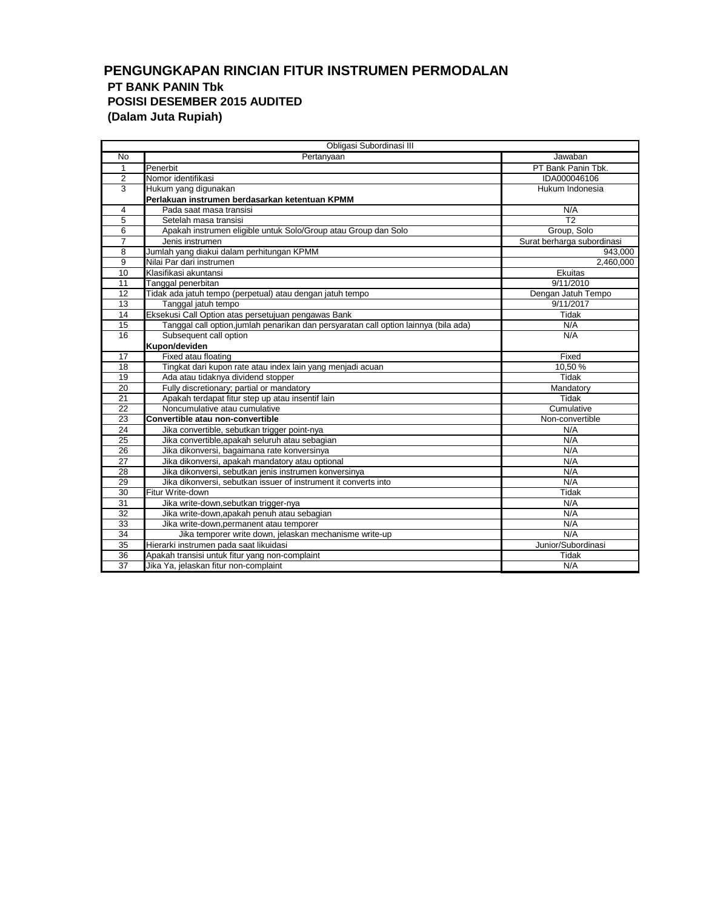# PENGUNGKAPAN RINCIAN FITUR INSTRUMEN PERMODALAN

**PT BANK PANIN Tbk**

**POSISI DESEMBER 2015 AUDITED**

**(Dalam Juta Rupiah)**

| Obligasi Subordinasi III | | |
|---|---|---|
| No | Pertanyaan | Jawaban |
| 1 | Penerbit | PT Bank Panin Tbk. |
| 2 | Nomor identifikasi | IDA000046106 |
| 3 | Hukum yang digunakan | Hukum Indonesia |
| | **Perlakuan instrumen berdasarkan ketentuan KPMM** | |
| 4 | Pada saat masa transisi | N/A |
| 5 | Setelah masa transisi | T2 |
| 6 | Apakah instrumen eligible untuk Solo/Group atau Group dan Solo | Group, Solo |
| 7 | Jenis instrumen | Surat berharga subordinasi |
| 8 | Jumlah yang diakui dalam perhitungan KPMM | 943,000 |
| 9 | Nilai Par dari instrumen | 2,460,000 |
| 10 | Klasifikasi akuntansi | Ekuitas |
| 11 | Tanggal penerbitan | 9/11/2010 |
| 12 | Tidak ada jatuh tempo (perpetual) atau dengan jatuh tempo | Dengan Jatuh Tempo |
| 13 | Tanggal jatuh tempo | 9/11/2017 |
| 14 | Eksekusi Call Option atas persetujuan pengawas Bank | Tidak |
| 15 | Tanggal call option,jumlah penarikan dan persyaratan call option lainnya (bila ada) | N/A |
| 16 | Subsequent call option | N/A |
| | **Kupon/deviden** | |
| 17 | Fixed atau floating | Fixed |
| 18 | Tingkat dari kupon rate atau index lain yang menjadi acuan | 10,50 % |
| 19 | Ada atau tidaknya dividend stopper | Tidak |
| 20 | Fully discretionary; partial or mandatory | Mandatory |
| 21 | Apakah terdapat fitur step up atau insentif lain | Tidak |
| 22 | Noncumulative atau cumulative | Cumulative |
| 23 | **Convertible atau non-convertible** | Non-convertible |
| 24 | Jika convertible, sebutkan trigger point-nya | N/A |
| 25 | Jika convertible,apakah seluruh atau sebagian | N/A |
| 26 | Jika dikonversi, bagaimana rate konversinya | N/A |
| 27 | Jika dikonversi, apakah mandatory atau optional | N/A |
| 28 | Jika dikonversi, sebutkan jenis instrumen konversinya | N/A |
| 29 | Jika dikonversi, sebutkan issuer of instrument it converts into | N/A |
| 30 | Fitur Write-down | Tidak |
| 31 | Jika write-down,sebutkan trigger-nya | N/A |
| 32 | Jika write-down,apakah penuh atau sebagian | N/A |
| 33 | Jika write-down,permanent atau temporer | N/A |
| 34 | Jika temporer write down, jelaskan mechanisme write-up | N/A |
| 35 | Hierarki instrumen pada saat likuidasi | Junior/Subordinasi |
| 36 | Apakah transisi untuk fitur yang non-complaint | Tidak |
| 37 | Jika Ya, jelaskan fitur non-complaint | N/A |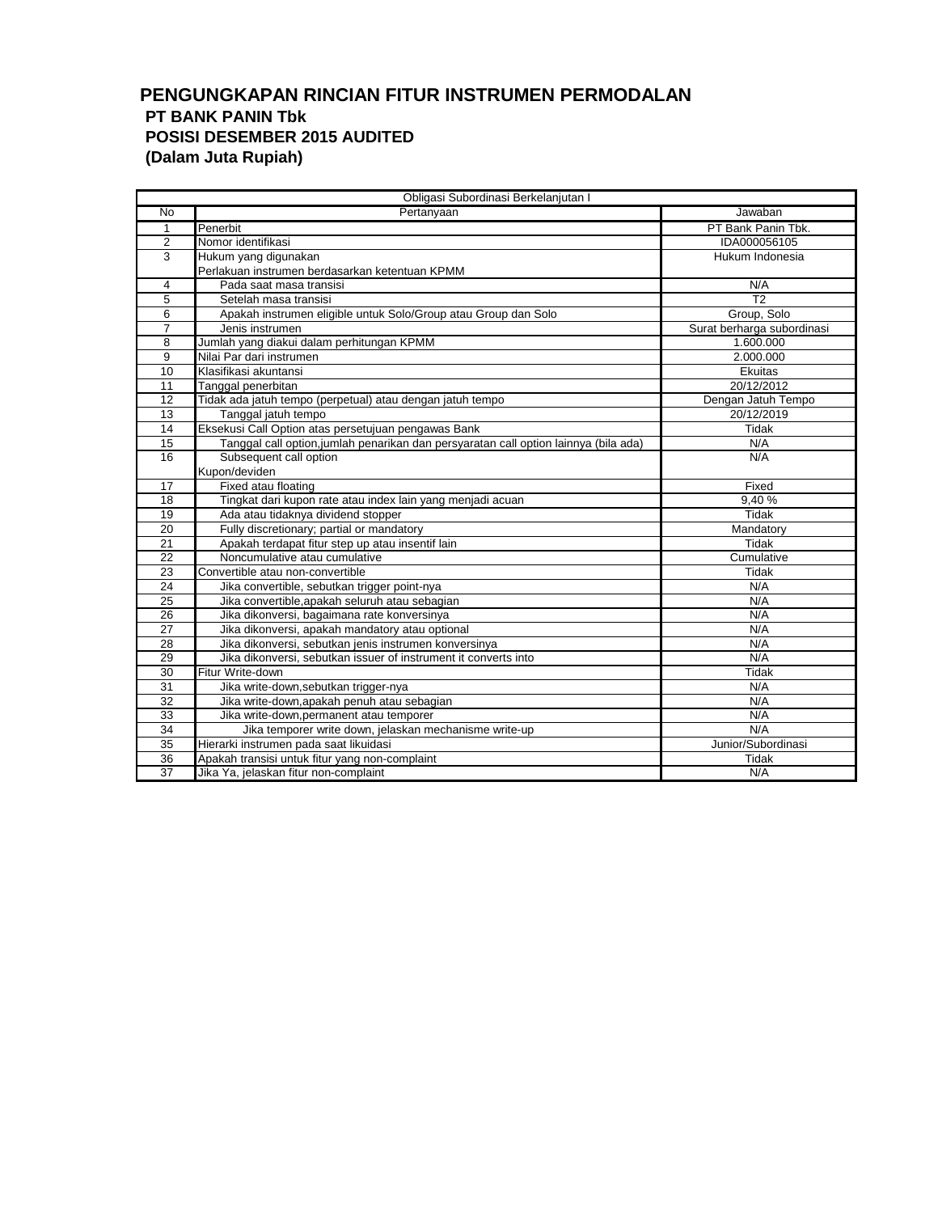# PENGUNGKAPAN RINCIAN FITUR INSTRUMEN PERMODALAN

**PT BANK PANIN Tbk**

**POSISI DESEMBER 2015 AUDITED**

**(Dalam Juta Rupiah)**

| Obligasi Subordinasi Berkelanjutan I | | |
|---|---|---|
| No | Pertanyaan | Jawaban |
| 1 | Penerbit | PT Bank Panin Tbk. |
| 2 | Nomor identifikasi | IDA000056105 |
| 3 | Hukum yang digunakan | Hukum Indonesia |
| | Perlakuan instrumen berdasarkan ketentuan KPMM | |
| 4 | Pada saat masa transisi | N/A |
| 5 | Setelah masa transisi | T2 |
| 6 | Apakah instrumen eligible untuk Solo/Group atau Group dan Solo | Group, Solo |
| 7 | Jenis instrumen | Surat berharga subordinasi |
| 8 | Jumlah yang diakui dalam perhitungan KPMM | 1.600.000 |
| 9 | Nilai Par dari instrumen | 2.000.000 |
| 10 | Klasifikasi akuntansi | Ekuitas |
| 11 | Tanggal penerbitan | 20/12/2012 |
| 12 | Tidak ada jatuh tempo (perpetual) atau dengan jatuh tempo | Dengan Jatuh Tempo |
| 13 | Tanggal jatuh tempo | 20/12/2019 |
| 14 | Eksekusi Call Option atas persetujuan pengawas Bank | Tidak |
| 15 | Tanggal call option,jumlah penarikan dan persyaratan call option lainnya (bila ada) | N/A |
| 16 | Subsequent call option | N/A |
| | Kupon/deviden | |
| 17 | Fixed atau floating | Fixed |
| 18 | Tingkat dari kupon rate atau index lain yang menjadi acuan | 9,40 % |
| 19 | Ada atau tidaknya dividend stopper | Tidak |
| 20 | Fully discretionary; partial or mandatory | Mandatory |
| 21 | Apakah terdapat fitur step up atau insentif lain | Tidak |
| 22 | Noncumulative atau cumulative | Cumulative |
| 23 | Convertible atau non-convertible | Tidak |
| 24 | Jika convertible, sebutkan trigger point-nya | N/A |
| 25 | Jika convertible,apakah seluruh atau sebagian | N/A |
| 26 | Jika dikonversi, bagaimana rate konversinya | N/A |
| 27 | Jika dikonversi, apakah mandatory atau optional | N/A |
| 28 | Jika dikonversi, sebutkan jenis instrumen konversinya | N/A |
| 29 | Jika dikonversi, sebutkan issuer of instrument it converts into | N/A |
| 30 | Fitur Write-down | Tidak |
| 31 | Jika write-down,sebutkan trigger-nya | N/A |
| 32 | Jika write-down,apakah penuh atau sebagian | N/A |
| 33 | Jika write-down,permanent atau temporer | N/A |
| 34 | Jika temporer write down, jelaskan mechanisme write-up | N/A |
| 35 | Hierarki instrumen pada saat likuidasi | Junior/Subordinasi |
| 36 | Apakah transisi untuk fitur yang non-complaint | Tidak |
| 37 | Jika Ya, jelaskan fitur non-complaint | N/A |